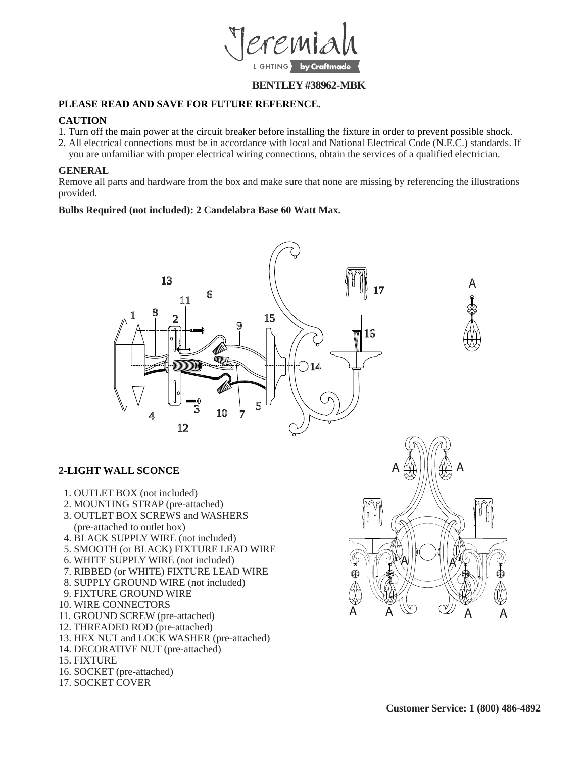Jeremiah

LIGHTING by Craftmade

**BENTLEY #38962-MBK**

**PLEASE READ AND SAVE FOR FUTURE REFERENCE.**

**CAUTION**

1. Turn off the main power at the circuit breaker before installing the fixture in order to prevent possible shock.
2. All electrical connections must be in accordance with local and National Electrical Code (N.E.C.) standards. If you are unfamiliar with proper electrical wiring connections, obtain the services of a qualified electrician.

**GENERAL**

Remove all parts and hardware from the box and make sure that none are missing by referencing the illustrations provided.

**Bulbs Required (not included): 2 Candelabra Base 60 Watt Max.**

**2-LIGHT WALL SCONCE**

1. OUTLET BOX (not included)
2. MOUNTING STRAP (pre-attached)
3. OUTLET BOX SCREWS and WASHERS (pre-attached to outlet box)
4. BLACK SUPPLY WIRE (not included)
5. SMOOTH (or BLACK) FIXTURE LEAD WIRE
6. WHITE SUPPLY WIRE (not included)
7. RIBBED (or WHITE) FIXTURE LEAD WIRE
8. SUPPLY GROUND WIRE (not included)
9. FIXTURE GROUND WIRE
10. WIRE CONNECTORS
11. GROUND SCREW (pre-attached)
12. THREADED ROD (pre-attached)
13. HEX NUT and LOCK WASHER (pre-attached)
14. DECORATIVE NUT (pre-attached)
15. FIXTURE
16. SOCKET (pre-attached)
17. SOCKET COVER

**Customer Service: 1 (800) 486-4892**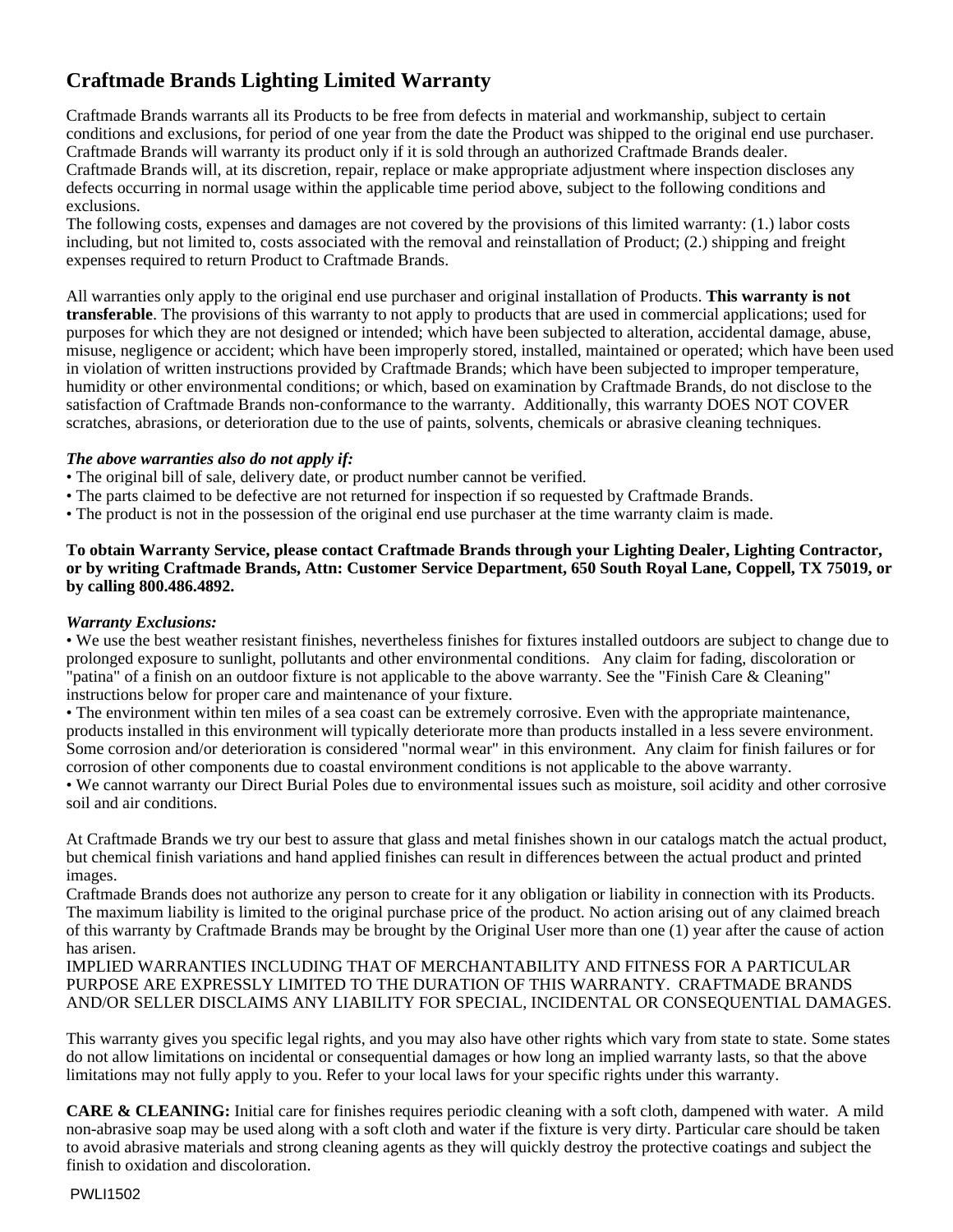# Craftmade Brands Lighting Limited Warranty

Craftmade Brands warrants all its Products to be free from defects in material and workmanship, subject to certain conditions and exclusions, for period of one year from the date the Product was shipped to the original end use purchaser. Craftmade Brands will warranty its product only if it is sold through an authorized Craftmade Brands dealer.
Craftmade Brands will, at its discretion, repair, replace or make appropriate adjustment where inspection discloses any defects occurring in normal usage within the applicable time period above, subject to the following conditions and exclusions.
The following costs, expenses and damages are not covered by the provisions of this limited warranty: (1.) labor costs including, but not limited to, costs associated with the removal and reinstallation of Product; (2.) shipping and freight expenses required to return Product to Craftmade Brands.

All warranties only apply to the original end use purchaser and original installation of Products. **This warranty is not transferable**. The provisions of this warranty to not apply to products that are used in commercial applications; used for purposes for which they are not designed or intended; which have been subjected to alteration, accidental damage, abuse, misuse, negligence or accident; which have been improperly stored, installed, maintained or operated; which have been used in violation of written instructions provided by Craftmade Brands; which have been subjected to improper temperature, humidity or other environmental conditions; or which, based on examination by Craftmade Brands, do not disclose to the satisfaction of Craftmade Brands non-conformance to the warranty. Additionally, this warranty DOES NOT COVER scratches, abrasions, or deterioration due to the use of paints, solvents, chemicals or abrasive cleaning techniques.

***The above warranties also do not apply if:***
- The original bill of sale, delivery date, or product number cannot be verified.
- The parts claimed to be defective are not returned for inspection if so requested by Craftmade Brands.
- The product is not in the possession of the original end use purchaser at the time warranty claim is made.

**To obtain Warranty Service, please contact Craftmade Brands through your Lighting Dealer, Lighting Contractor, or by writing Craftmade Brands, Attn: Customer Service Department, 650 South Royal Lane, Coppell, TX 75019, or by calling 800.486.4892.**

***Warranty Exclusions:***
- We use the best weather resistant finishes, nevertheless finishes for fixtures installed outdoors are subject to change due to prolonged exposure to sunlight, pollutants and other environmental conditions. Any claim for fading, discoloration or "patina" of a finish on an outdoor fixture is not applicable to the above warranty. See the "Finish Care & Cleaning" instructions below for proper care and maintenance of your fixture.
- The environment within ten miles of a sea coast can be extremely corrosive. Even with the appropriate maintenance, products installed in this environment will typically deteriorate more than products installed in a less severe environment. Some corrosion and/or deterioration is considered "normal wear" in this environment. Any claim for finish failures or for corrosion of other components due to coastal environment conditions is not applicable to the above warranty.
- We cannot warranty our Direct Burial Poles due to environmental issues such as moisture, soil acidity and other corrosive soil and air conditions.

At Craftmade Brands we try our best to assure that glass and metal finishes shown in our catalogs match the actual product, but chemical finish variations and hand applied finishes can result in differences between the actual product and printed images.
Craftmade Brands does not authorize any person to create for it any obligation or liability in connection with its Products. The maximum liability is limited to the original purchase price of the product. No action arising out of any claimed breach of this warranty by Craftmade Brands may be brought by the Original User more than one (1) year after the cause of action has arisen.
IMPLIED WARRANTIES INCLUDING THAT OF MERCHANTABILITY AND FITNESS FOR A PARTICULAR PURPOSE ARE EXPRESSLY LIMITED TO THE DURATION OF THIS WARRANTY. CRAFTMADE BRANDS AND/OR SELLER DISCLAIMS ANY LIABILITY FOR SPECIAL, INCIDENTAL OR CONSEQUENTIAL DAMAGES.

This warranty gives you specific legal rights, and you may also have other rights which vary from state to state. Some states do not allow limitations on incidental or consequential damages or how long an implied warranty lasts, so that the above limitations may not fully apply to you. Refer to your local laws for your specific rights under this warranty.

**CARE & CLEANING:** Initial care for finishes requires periodic cleaning with a soft cloth, dampened with water. A mild non-abrasive soap may be used along with a soft cloth and water if the fixture is very dirty. Particular care should be taken to avoid abrasive materials and strong cleaning agents as they will quickly destroy the protective coatings and subject the finish to oxidation and discoloration.

PWLI1502